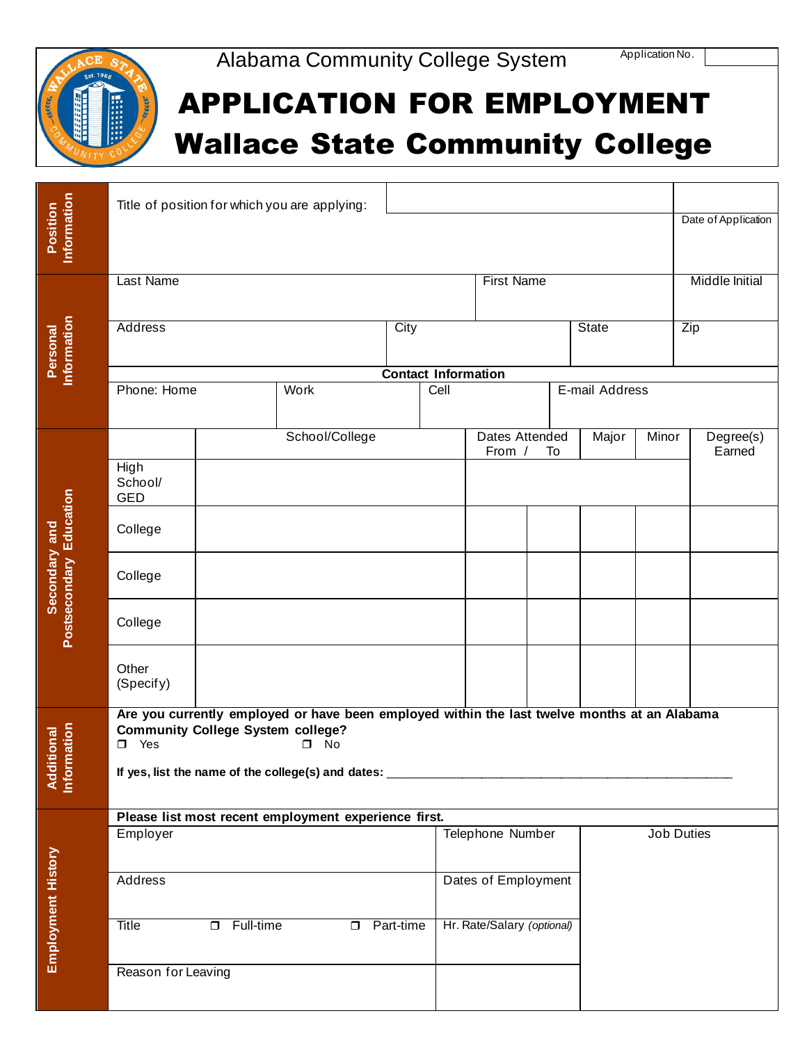Alabama Community College System

Application No.

# APPLICATION FOR EMPLOYMENT

# Wallace State Community College

## Position Information

| Title of position for which you are applying: | | Date of Application |
|---|---|---|

## Personal Information

| Last Name | First Name | Middle Initial |
|---|---|---|
| | | |

| Address | City | State | Zip |
|---|---|---|---|
| | | | |

**Contact Information**

| Phone: Home | Work | Cell | E-mail Address |
|---|---|---|---|
| | | | |

## Secondary and Postsecondary Education

| | School/College | Dates Attended From / | To | Major | Minor | Degree(s) Earned |
|---|---|---|---|---|---|---|
| High School/ GED | | | | | | |
| College | | | | | | |
| College | | | | | | |
| College | | | | | | |
| Other (Specify) | | | | | | |

## Additional Information

**Are you currently employed or have been employed within the last twelve months at an Alabama Community College System college?**

❐ Yes ❐ No

**If yes, list the name of the college(s) and dates:** \_\_\_\_\_\_\_\_\_\_\_\_\_\_\_\_\_\_\_\_\_\_\_\_\_\_\_\_\_\_\_\_\_\_\_\_\_\_\_\_\_\_\_\_\_\_\_\_\_\_

## Employment History

**Please list most recent employment experience first.**

| Employer | Telephone Number | Job Duties |
|---|---|---|
| Address | Dates of Employment | |
| Title ❐ Full-time ❐ Part-time | Hr. Rate/Salary *(optional)* | |
| Reason for Leaving | | |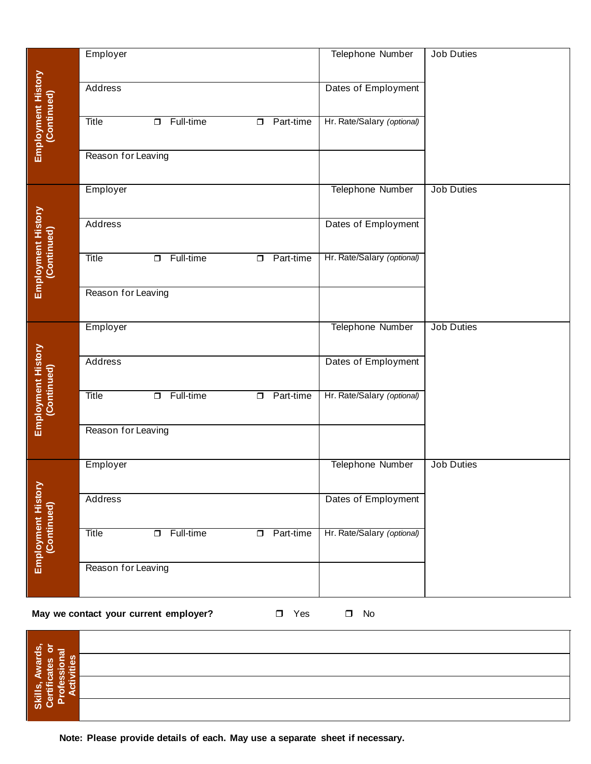**Employment History (Continued)**

| Employer | Telephone Number | Job Duties |
|---|---|---|
| Address | Dates of Employment | |
| Title ☐ Full-time ☐ Part-time | Hr. Rate/Salary *(optional)* | |
| Reason for Leaving | | |

**Employment History (Continued)**

| Employer | Telephone Number | Job Duties |
|---|---|---|
| Address | Dates of Employment | |
| Title ☐ Full-time ☐ Part-time | Hr. Rate/Salary *(optional)* | |
| Reason for Leaving | | |

**Employment History (Continued)**

| Employer | Telephone Number | Job Duties |
|---|---|---|
| Address | Dates of Employment | |
| Title ☐ Full-time ☐ Part-time | Hr. Rate/Salary *(optional)* | |
| Reason for Leaving | | |

**Employment History (Continued)**

| Employer | Telephone Number | Job Duties |
|---|---|---|
| Address | Dates of Employment | |
| Title ☐ Full-time ☐ Part-time | Hr. Rate/Salary *(optional)* | |
| Reason for Leaving | | |

**May we contact your current employer?** ☐ Yes ☐ No

**Skills, Awards, Certificates or Professional Activities**

| |
|---|
| |
| |
| |
| |

**Note: Please provide details of each. May use a separate sheet if necessary.**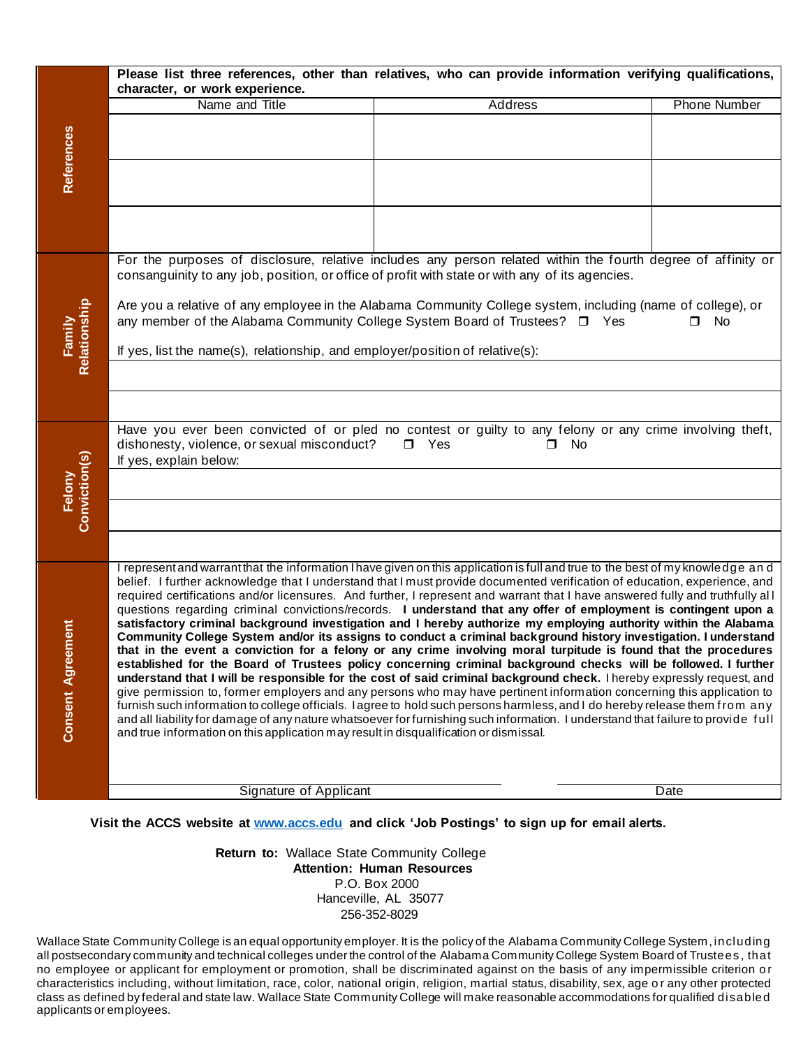## References

**Please list three references, other than relatives, who can provide information verifying qualifications, character, or work experience.**

| Name and Title | Address | Phone Number |
|---|---|---|
| | | |
| | | |
| | | |

## Family Relationship

For the purposes of disclosure, relative includes any person related within the fourth degree of affinity or consanguinity to any job, position, or office of profit with state or with any of its agencies.

Are you a relative of any employee in the Alabama Community College system, including (name of college), or any member of the Alabama Community College System Board of Trustees? ☐ Yes ☐ No

If yes, list the name(s), relationship, and employer/position of relative(s):

## Felony Conviction(s)

Have you ever been convicted of or pled no contest or guilty to any felony or any crime involving theft, dishonesty, violence, or sexual misconduct? ☐ Yes ☐ No

If yes, explain below:

## Consent Agreement

I represent and warrant that the information I have given on this application is full and true to the best of my knowledge and belief. I further acknowledge that I understand that I must provide documented verification of education, experience, and required certifications and/or licensures. And further, I represent and warrant that I have answered fully and truthfully all questions regarding criminal convictions/records. **I understand that any offer of employment is contingent upon a satisfactory criminal background investigation and I hereby authorize my employing authority within the Alabama Community College System and/or its assigns to conduct a criminal background history investigation. I understand that in the event a conviction for a felony or any crime involving moral turpitude is found that the procedures established for the Board of Trustees policy concerning criminal background checks will be followed. I further understand that I will be responsible for the cost of said criminal background check.** I hereby expressly request, and give permission to, former employers and any persons who may have pertinent information concerning this application to furnish such information to college officials. I agree to hold such persons harmless, and I do hereby release them from any and all liability for damage of any nature whatsoever for furnishing such information. I understand that failure to provide full and true information on this application may result in disqualification or dismissal.

Signature of Applicant ______________________ Date ______________

**Visit the ACCS website at [www.accs.edu](http://www.accs.edu) and click 'Job Postings' to sign up for email alerts.**

**Return to:** Wallace State Community College
**Attention: Human Resources**
P.O. Box 2000
Hanceville, AL 35077
256-352-8029

Wallace State Community College is an equal opportunity employer. It is the policy of the Alabama Community College System, including all postsecondary community and technical colleges under the control of the Alabama Community College System Board of Trustees, that no employee or applicant for employment or promotion, shall be discriminated against on the basis of any impermissible criterion or characteristics including, without limitation, race, color, national origin, religion, martial status, disability, sex, age or any other protected class as defined by federal and state law. Wallace State Community College will make reasonable accommodations for qualified disabled applicants or employees.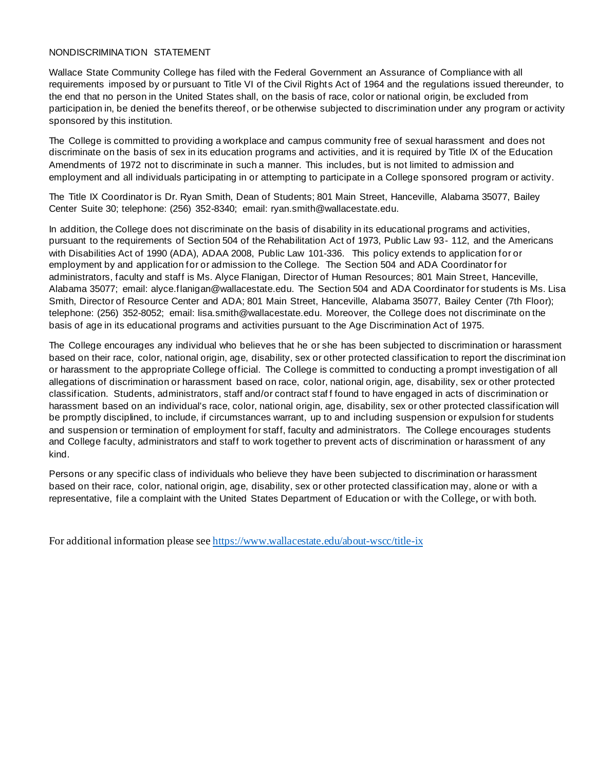## NONDISCRIMINATION STATEMENT

Wallace State Community College has filed with the Federal Government an Assurance of Compliance with all requirements imposed by or pursuant to Title VI of the Civil Rights Act of 1964 and the regulations issued thereunder, to the end that no person in the United States shall, on the basis of race, color or national origin, be excluded from participation in, be denied the benefits thereof, or be otherwise subjected to discrimination under any program or activity sponsored by this institution.

The College is committed to providing a workplace and campus community free of sexual harassment and does not discriminate on the basis of sex in its education programs and activities, and it is required by Title IX of the Education Amendments of 1972 not to discriminate in such a manner. This includes, but is not limited to admission and employment and all individuals participating in or attempting to participate in a College sponsored program or activity.

The Title IX Coordinator is Dr. Ryan Smith, Dean of Students; 801 Main Street, Hanceville, Alabama 35077, Bailey Center Suite 30; telephone: (256) 352-8340; email: ryan.smith@wallacestate.edu.

In addition, the College does not discriminate on the basis of disability in its educational programs and activities, pursuant to the requirements of Section 504 of the Rehabilitation Act of 1973, Public Law 93- 112, and the Americans with Disabilities Act of 1990 (ADA), ADAA 2008, Public Law 101-336. This policy extends to application for or employment by and application for or admission to the College. The Section 504 and ADA Coordinator for administrators, faculty and staff is Ms. Alyce Flanigan, Director of Human Resources; 801 Main Street, Hanceville, Alabama 35077; email: alyce.flanigan@wallacestate.edu. The Section 504 and ADA Coordinator for students is Ms. Lisa Smith, Director of Resource Center and ADA; 801 Main Street, Hanceville, Alabama 35077, Bailey Center (7th Floor); telephone: (256) 352-8052; email: lisa.smith@wallacestate.edu. Moreover, the College does not discriminate on the basis of age in its educational programs and activities pursuant to the Age Discrimination Act of 1975.

The College encourages any individual who believes that he or she has been subjected to discrimination or harassment based on their race, color, national origin, age, disability, sex or other protected classification to report the discrimination or harassment to the appropriate College official. The College is committed to conducting a prompt investigation of all allegations of discrimination or harassment based on race, color, national origin, age, disability, sex or other protected classification. Students, administrators, staff and/or contract staff found to have engaged in acts of discrimination or harassment based on an individual's race, color, national origin, age, disability, sex or other protected classification will be promptly disciplined, to include, if circumstances warrant, up to and including suspension or expulsion for students and suspension or termination of employment for staff, faculty and administrators. The College encourages students and College faculty, administrators and staff to work together to prevent acts of discrimination or harassment of any kind.

Persons or any specific class of individuals who believe they have been subjected to discrimination or harassment based on their race, color, national origin, age, disability, sex or other protected classification may, alone or with a representative, file a complaint with the United States Department of Education or with the College, or with both.

For additional information please see https://www.wallacestate.edu/about-wscc/title-ix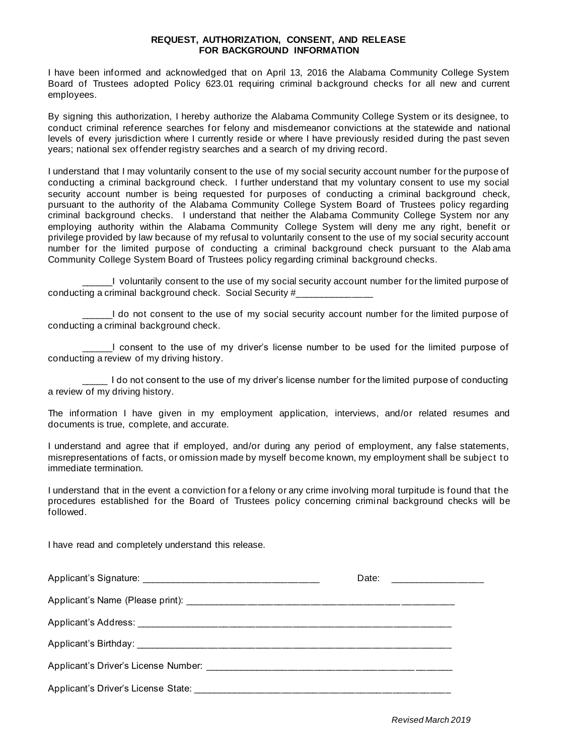**REQUEST, AUTHORIZATION, CONSENT, AND RELEASE FOR BACKGROUND INFORMATION**

I have been informed and acknowledged that on April 13, 2016 the Alabama Community College System Board of Trustees adopted Policy 623.01 requiring criminal background checks for all new and current employees.

By signing this authorization, I hereby authorize the Alabama Community College System or its designee, to conduct criminal reference searches for felony and misdemeanor convictions at the statewide and national levels of every jurisdiction where I currently reside or where I have previously resided during the past seven years; national sex offender registry searches and a search of my driving record.

I understand that I may voluntarily consent to the use of my social security account number for the purpose of conducting a criminal background check. I further understand that my voluntary consent to use my social security account number is being requested for purposes of conducting a criminal background check, pursuant to the authority of the Alabama Community College System Board of Trustees policy regarding criminal background checks. I understand that neither the Alabama Community College System nor any employing authority within the Alabama Community College System will deny me any right, benefit or privilege provided by law because of my refusal to voluntarily consent to the use of my social security account number for the limited purpose of conducting a criminal background check pursuant to the Alabama Community College System Board of Trustees policy regarding criminal background checks.

______I voluntarily consent to the use of my social security account number for the limited purpose of conducting a criminal background check. Social Security #_______________

______I do not consent to the use of my social security account number for the limited purpose of conducting a criminal background check.

______I consent to the use of my driver's license number to be used for the limited purpose of conducting a review of my driving history.

_____ I do not consent to the use of my driver's license number for the limited purpose of conducting a review of my driving history.

The information I have given in my employment application, interviews, and/or related resumes and documents is true, complete, and accurate.

I understand and agree that if employed, and/or during any period of employment, any false statements, misrepresentations of facts, or omission made by myself become known, my employment shall be subject to immediate termination.

I understand that in the event a conviction for a felony or any crime involving moral turpitude is found that the procedures established for the Board of Trustees policy concerning criminal background checks will be followed.

I have read and completely understand this release.

Applicant's Signature: __________________________________ Date: _________________

Applicant's Name (Please print): ______________________________________________________

Applicant's Address: ______________________________________________________________

Applicant's Birthday: ______________________________________________________________

Applicant's Driver's License Number: _________________________________________________

Applicant's Driver's License State: ___________________________________________________

*Revised March 2019*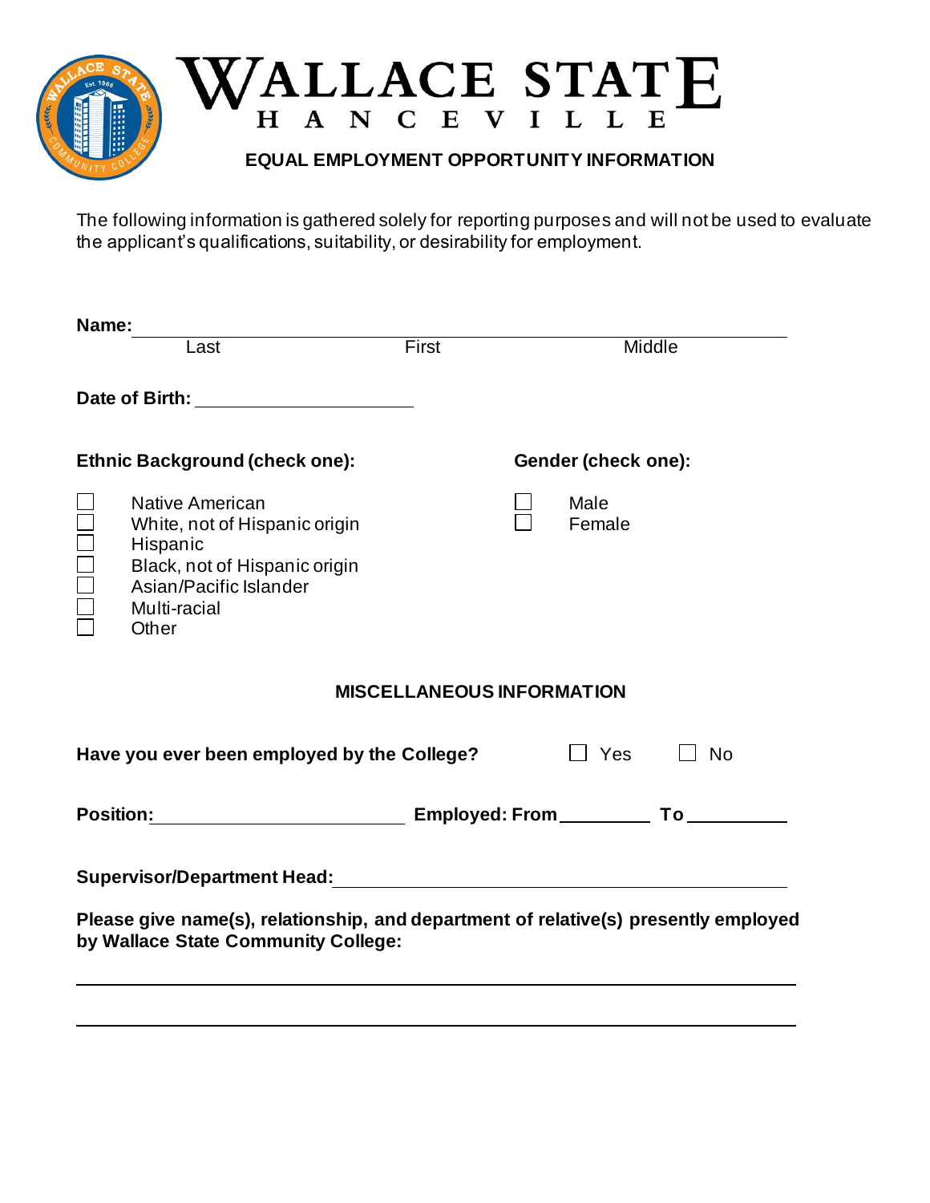# WALLACE STATE

HANCEVILLE

## EQUAL EMPLOYMENT OPPORTUNITY INFORMATION

The following information is gathered solely for reporting purposes and will not be used to evaluate the applicant's qualifications, suitability, or desirability for employment.

**Name:** ______________________________________________

Last First Middle

**Date of Birth:** ______________________

**Ethnic Background (check one):**

- ☐ Native American
- ☐ White, not of Hispanic origin
- ☐ Hispanic
- ☐ Black, not of Hispanic origin
- ☐ Asian/Pacific Islander
- ☐ Multi-racial
- ☐ Other

**Gender (check one):**

- ☐ Male
- ☐ Female

### MISCELLANEOUS INFORMATION

**Have you ever been employed by the College?** ☐ Yes ☐ No

**Position:** ______________________ **Employed: From** _________ **To** _________

**Supervisor/Department Head:** ______________________________________________

**Please give name(s), relationship, and department of relative(s) presently employed by Wallace State Community College:**

______________________________________________________________________

______________________________________________________________________